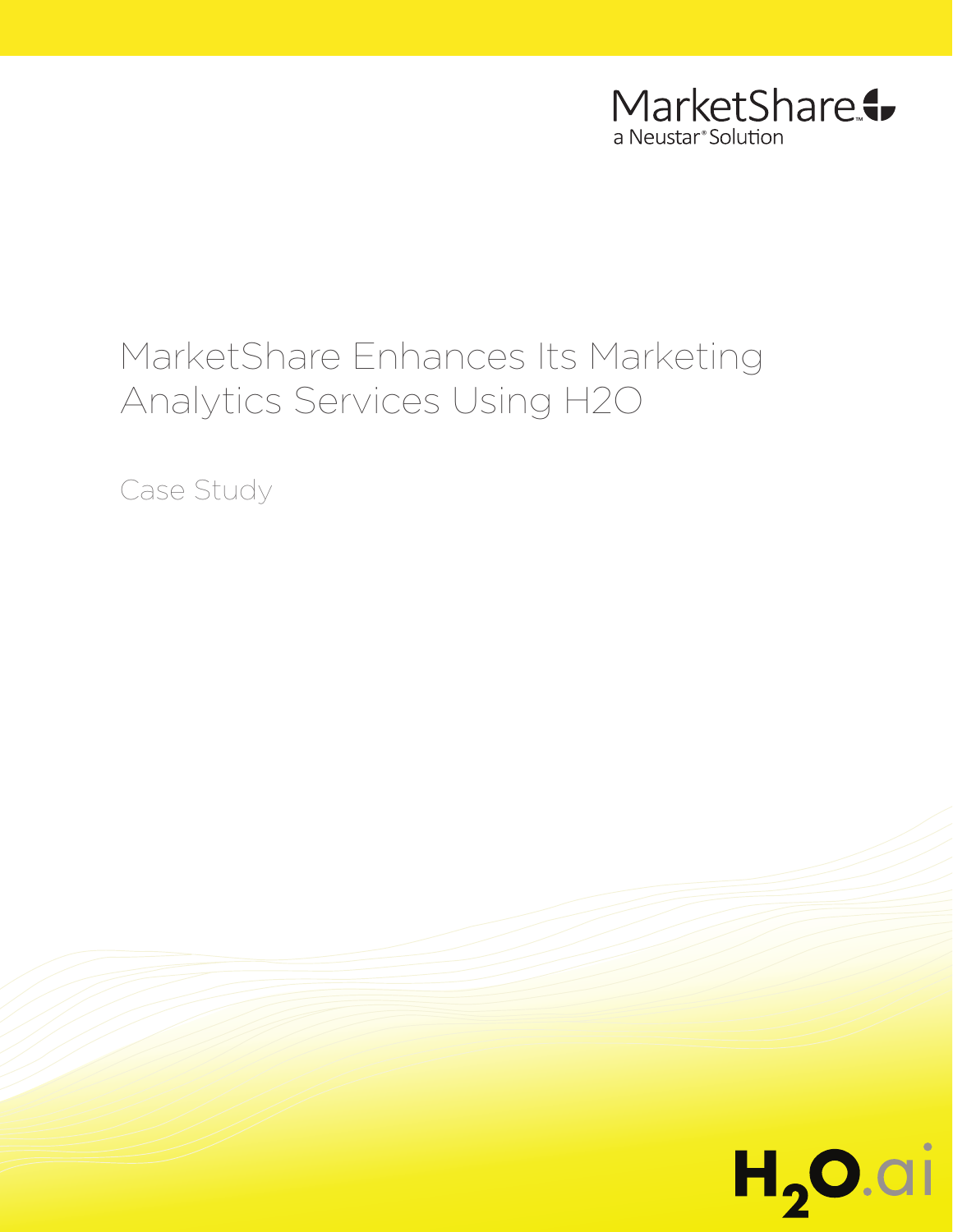MarketShare™
a Neustar® Solution

# MarketShare Enhances Its Marketing Analytics Services Using H2O

Case Study

$H_2O$.ai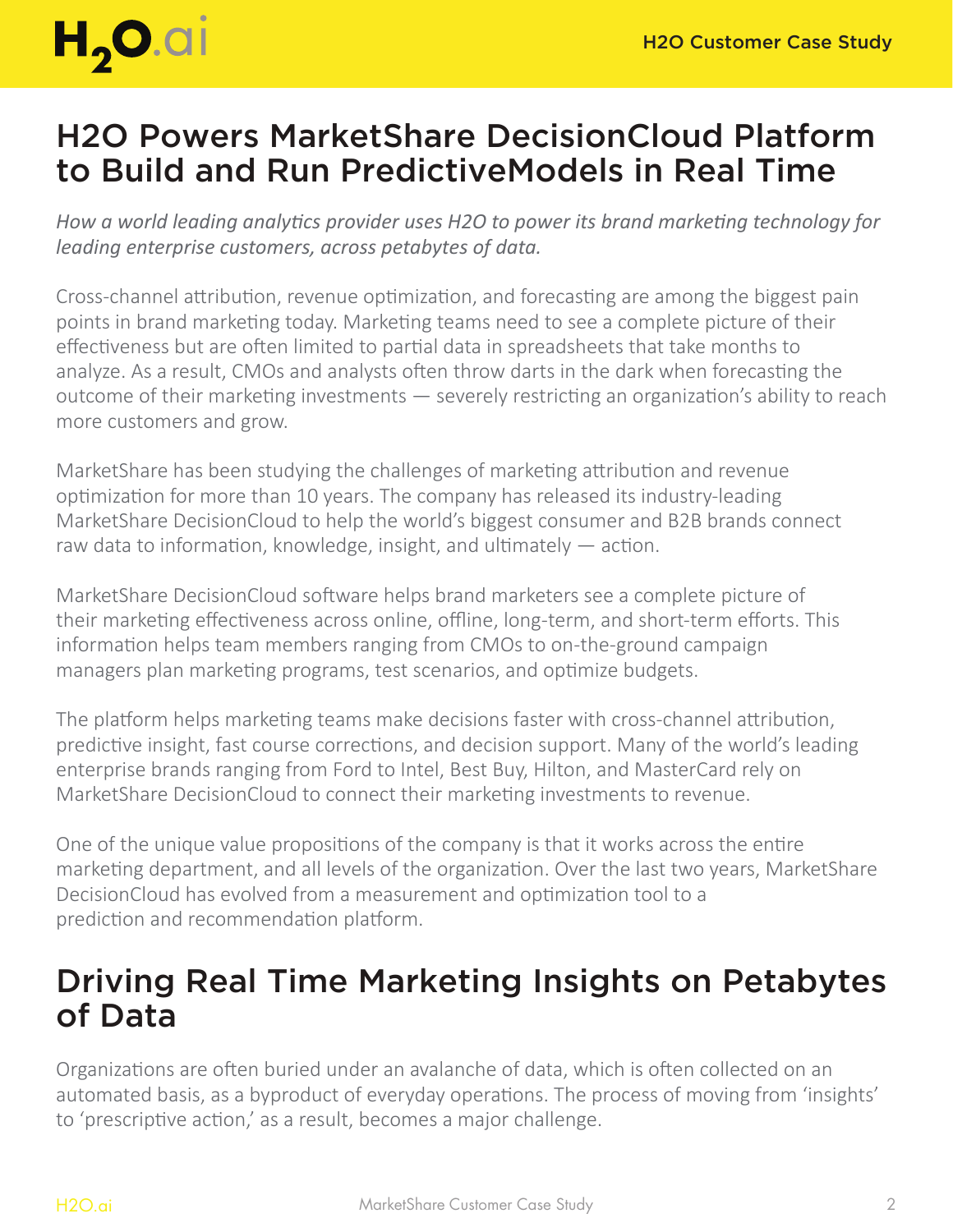# H2O Powers MarketShare DecisionCloud Platform to Build and Run PredictiveModels in Real Time

*How a world leading analytics provider uses H2O to power its brand marketing technology for leading enterprise customers, across petabytes of data.*

Cross-channel attribution, revenue optimization, and forecasting are among the biggest pain points in brand marketing today. Marketing teams need to see a complete picture of their effectiveness but are often limited to partial data in spreadsheets that take months to analyze. As a result, CMOs and analysts often throw darts in the dark when forecasting the outcome of their marketing investments — severely restricting an organization's ability to reach more customers and grow.

MarketShare has been studying the challenges of marketing attribution and revenue optimization for more than 10 years. The company has released its industry-leading MarketShare DecisionCloud to help the world's biggest consumer and B2B brands connect raw data to information, knowledge, insight, and ultimately — action.

MarketShare DecisionCloud software helps brand marketers see a complete picture of their marketing effectiveness across online, offline, long-term, and short-term efforts. This information helps team members ranging from CMOs to on-the-ground campaign managers plan marketing programs, test scenarios, and optimize budgets.

The platform helps marketing teams make decisions faster with cross-channel attribution, predictive insight, fast course corrections, and decision support. Many of the world's leading enterprise brands ranging from Ford to Intel, Best Buy, Hilton, and MasterCard rely on MarketShare DecisionCloud to connect their marketing investments to revenue.

One of the unique value propositions of the company is that it works across the entire marketing department, and all levels of the organization. Over the last two years, MarketShare DecisionCloud has evolved from a measurement and optimization tool to a prediction and recommendation platform.

# Driving Real Time Marketing Insights on Petabytes of Data

Organizations are often buried under an avalanche of data, which is often collected on an automated basis, as a byproduct of everyday operations. The process of moving from 'insights' to 'prescriptive action,' as a result, becomes a major challenge.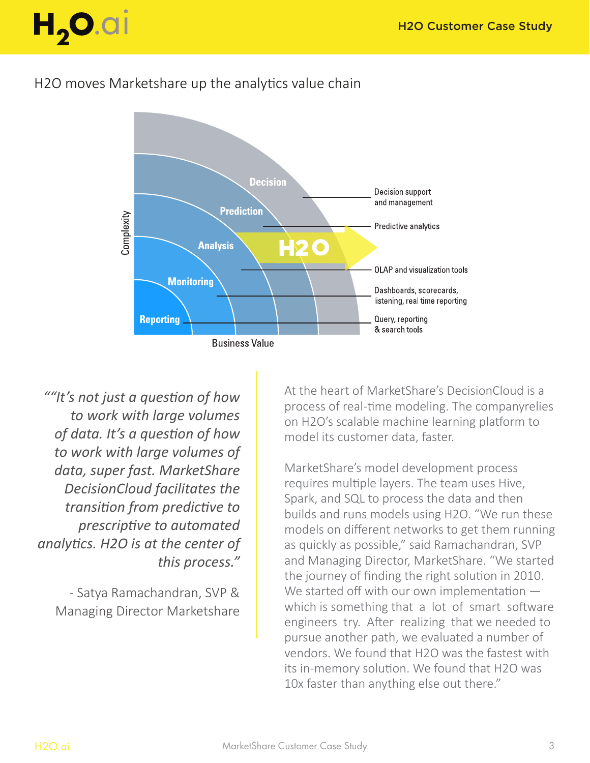H2O moves Marketshare up the analytics value chain

Complexity

Decision — Decision support and management

Prediction — Predictive analytics

Analysis — OLAP and visualization tools

Monitoring — Dashboards, scorecards, listening, real time reporting

Reporting — Query, reporting & search tools

H2O

Business Value

*““It’s not just a question of how to work with large volumes of data. It’s a question of how to work with large volumes of data, super fast. MarketShare DecisionCloud facilitates the transition from predictive to prescriptive to automated analytics. H2O is at the center of this process.”*

\- Satya Ramachandran, SVP & Managing Director Marketshare

At the heart of MarketShare’s DecisionCloud is a process of real-time modeling. The companyrelies on H2O’s scalable machine learning platform to model its customer data, faster.

MarketShare’s model development process requires multiple layers. The team uses Hive, Spark, and SQL to process the data and then builds and runs models using H2O. “We run these models on different networks to get them running as quickly as possible,” said Ramachandran, SVP and Managing Director, MarketShare. “We started the journey of finding the right solution in 2010. We started off with our own implementation — which is something that a lot of smart software engineers try. After realizing that we needed to pursue another path, we evaluated a number of vendors. We found that H2O was the fastest with its in-memory solution. We found that H2O was 10x faster than anything else out there.”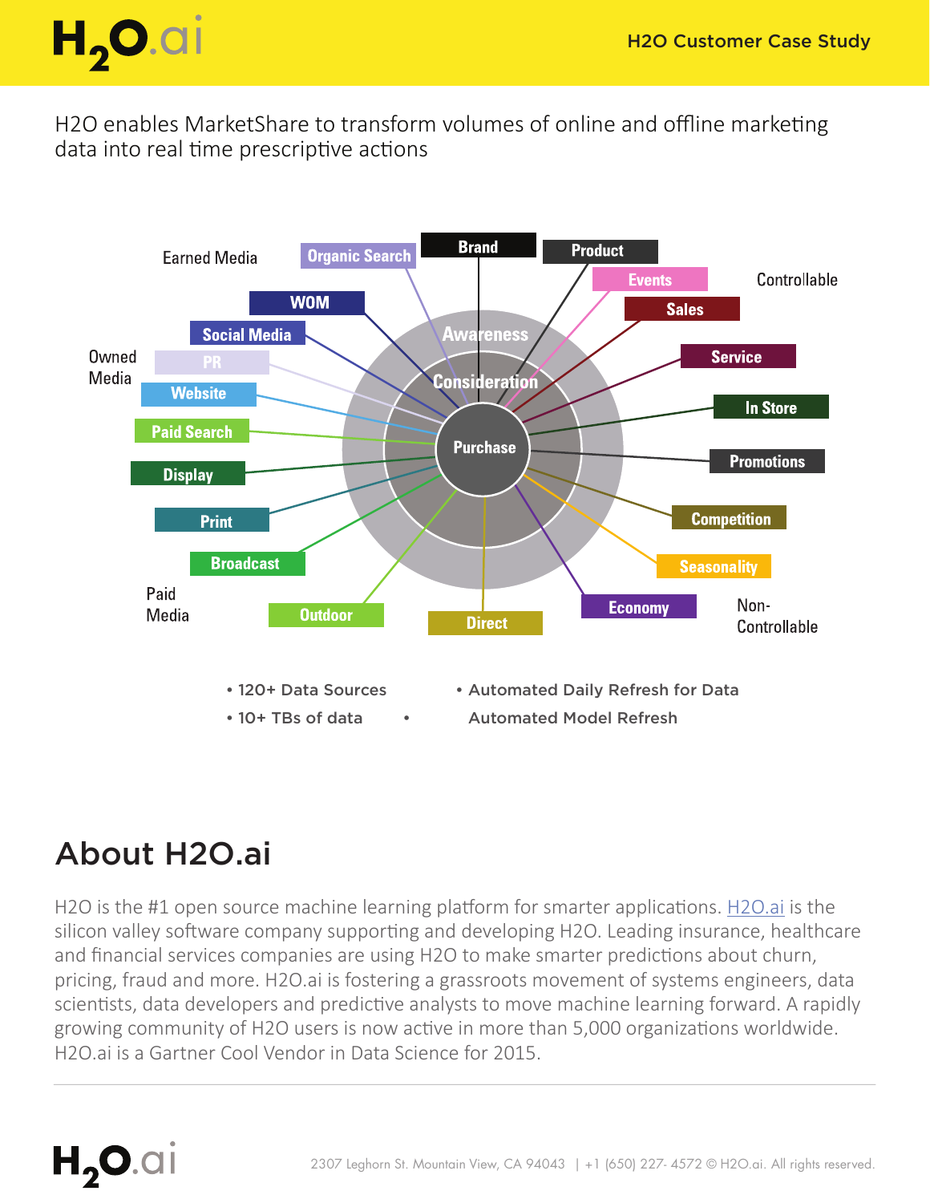H2O enables MarketShare to transform volumes of online and offline marketing data into real time prescriptive actions

Earned Media

Organic Search

Brand

Product

Events

Controllable

Sales

WOM

Social Media

Service

Owned Media

PR

Awareness

Website

Consideration

In Store

Paid Search

Purchase

Display

Promotions

Print

Competition

Broadcast

Seasonality

Paid Media

Outdoor

Direct

Economy

Non-Controllable

- 120+ Data Sources
- 10+ TBs of data
- Automated Daily Refresh for Data
- Automated Model Refresh

## About H2O.ai

H2O is the #1 open source machine learning platform for smarter applications. H2O.ai is the silicon valley software company supporting and developing H2O. Leading insurance, healthcare and financial services companies are using H2O to make smarter predictions about churn, pricing, fraud and more. H2O.ai is fostering a grassroots movement of systems engineers, data scientists, data developers and predictive analysts to move machine learning forward. A rapidly growing community of H2O users is now active in more than 5,000 organizations worldwide. H2O.ai is a Gartner Cool Vendor in Data Science for 2015.

2307 Leghorn St. Mountain View, CA 94043 | +1 (650) 227- 4572 © H2O.ai. All rights reserved.